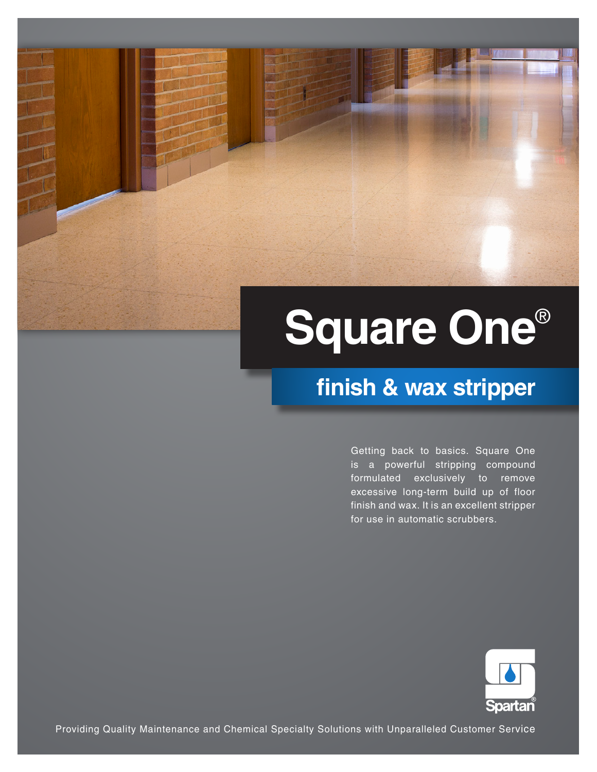# Square One®

## finish & wax stripper

Getting back to basics. Square One is a powerful stripping compound formulated exclusively to remove excessive long-term build up of floor finish and wax. It is an excellent stripper for use in automatic scrubbers.

Spartan®

Providing Quality Maintenance and Chemical Specialty Solutions with Unparalleled Customer Service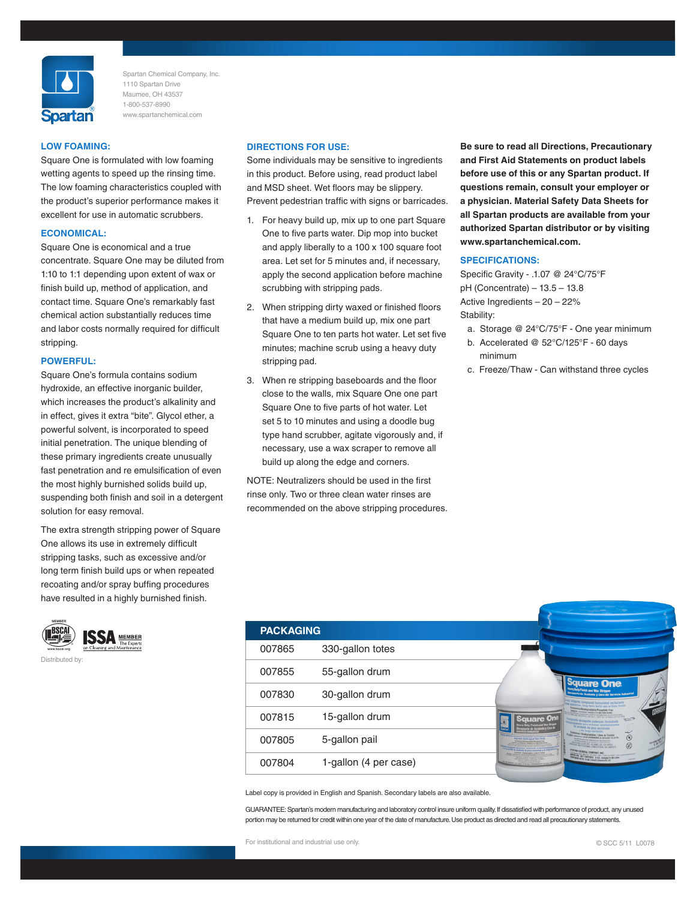Spartan Chemical Company, Inc.
1110 Spartan Drive
Maumee, OH 43537
1-800-537-8990
www.spartanchemical.com

### LOW FOAMING:

Square One is formulated with low foaming wetting agents to speed up the rinsing time. The low foaming characteristics coupled with the product's superior performance makes it excellent for use in automatic scrubbers.

### ECONOMICAL:

Square One is economical and a true concentrate. Square One may be diluted from 1:10 to 1:1 depending upon extent of wax or finish build up, method of application, and contact time. Square One's remarkably fast chemical action substantially reduces time and labor costs normally required for difficult stripping.

### POWERFUL:

Square One's formula contains sodium hydroxide, an effective inorganic builder, which increases the product's alkalinity and in effect, gives it extra "bite". Glycol ether, a powerful solvent, is incorporated to speed initial penetration. The unique blending of these primary ingredients create unusually fast penetration and re emulsification of even the most highly burnished solids build up, suspending both finish and soil in a detergent solution for easy removal.

The extra strength stripping power of Square One allows its use in extremely difficult stripping tasks, such as excessive and/or long term finish build ups or when repeated recoating and/or spray buffing procedures have resulted in a highly burnished finish.

### DIRECTIONS FOR USE:

Some individuals may be sensitive to ingredients in this product. Before using, read product label and MSD sheet. Wet floors may be slippery. Prevent pedestrian traffic with signs or barricades.

1. For heavy build up, mix up to one part Square One to five parts water. Dip mop into bucket and apply liberally to a 100 x 100 square foot area. Let set for 5 minutes and, if necessary, apply the second application before machine scrubbing with stripping pads.
2. When stripping dirty waxed or finished floors that have a medium build up, mix one part Square One to ten parts hot water. Let set five minutes; machine scrub using a heavy duty stripping pad.
3. When re stripping baseboards and the floor close to the walls, mix Square One one part Square One to five parts of hot water. Let set 5 to 10 minutes and using a doodle bug type hand scrubber, agitate vigorously and, if necessary, use a wax scraper to remove all build up along the edge and corners.

NOTE: Neutralizers should be used in the first rinse only. Two or three clean water rinses are recommended on the above stripping procedures.

**Be sure to read all Directions, Precautionary and First Aid Statements on product labels before use of this or any Spartan product. If questions remain, consult your employer or a physician. Material Safety Data Sheets for all Spartan products are available from your authorized Spartan distributor or by visiting www.spartanchemical.com.**

### SPECIFICATIONS:

Specific Gravity - .1.07 @ 24°C/75°F
pH (Concentrate) – 13.5 – 13.8
Active Ingredients – 20 – 22%
Stability:

a. Storage @ 24°C/75°F - One year minimum
b. Accelerated @ 52°C/125°F - 60 days minimum
c. Freeze/Thaw - Can withstand three cycles

MEMBER BSCAI www.bscai.org
ISSA MEMBER The Experts on Cleaning and Maintenance

Distributed by:

| PACKAGING | |
|---|---|
| 007865 | 330-gallon totes |
| 007855 | 55-gallon drum |
| 007830 | 30-gallon drum |
| 007815 | 15-gallon drum |
| 007805 | 5-gallon pail |
| 007804 | 1-gallon (4 per case) |

Label copy is provided in English and Spanish. Secondary labels are also available.

GUARANTEE: Spartan's modern manufacturing and laboratory control insure uniform quality. If dissatisfied with performance of product, any unused portion may be returned for credit within one year of the date of manufacture. Use product as directed and read all precautionary statements.

For institutional and industrial use only.

© SCC 5/11 L0078